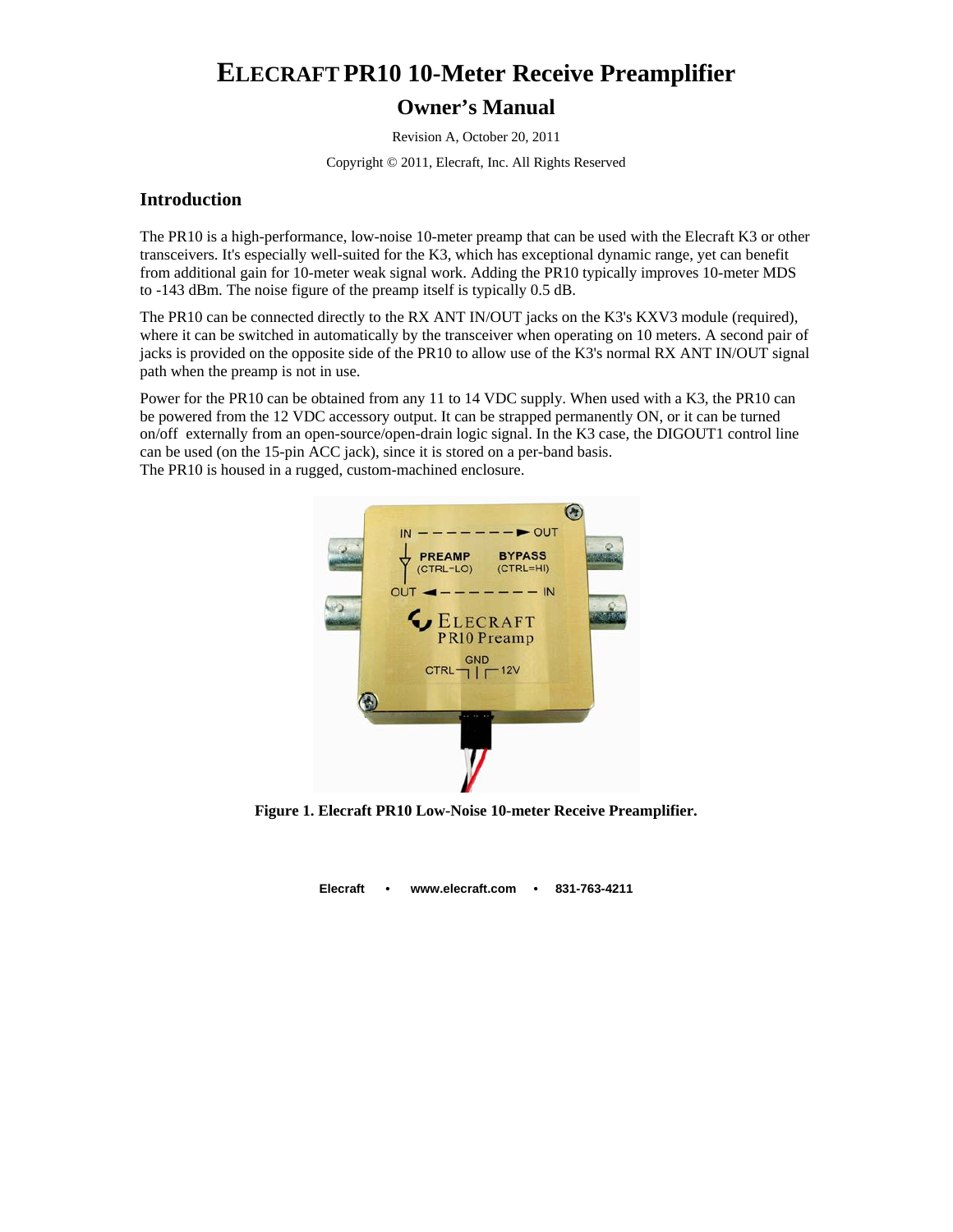# ELECRAFT PR10 10-Meter Receive Preamplifier

## Owner's Manual

Revision A, October 20, 2011

Copyright © 2011, Elecraft, Inc. All Rights Reserved

## Introduction

The PR10 is a high-performance, low-noise 10-meter preamp that can be used with the Elecraft K3 or other transceivers. It's especially well-suited for the K3, which has exceptional dynamic range, yet can benefit from additional gain for 10-meter weak signal work. Adding the PR10 typically improves 10-meter MDS to -143 dBm. The noise figure of the preamp itself is typically 0.5 dB.

The PR10 can be connected directly to the RX ANT IN/OUT jacks on the K3's KXV3 module (required), where it can be switched in automatically by the transceiver when operating on 10 meters. A second pair of jacks is provided on the opposite side of the PR10 to allow use of the K3's normal RX ANT IN/OUT signal path when the preamp is not in use.

Power for the PR10 can be obtained from any 11 to 14 VDC supply. When used with a K3, the PR10 can be powered from the 12 VDC accessory output. It can be strapped permanently ON, or it can be turned on/off externally from an open-source/open-drain logic signal. In the K3 case, the DIGOUT1 control line can be used (on the 15-pin ACC jack), since it is stored on a per-band basis.
The PR10 is housed in a rugged, custom-machined enclosure.

**Figure 1. Elecraft PR10 Low-Noise 10-meter Receive Preamplifier.**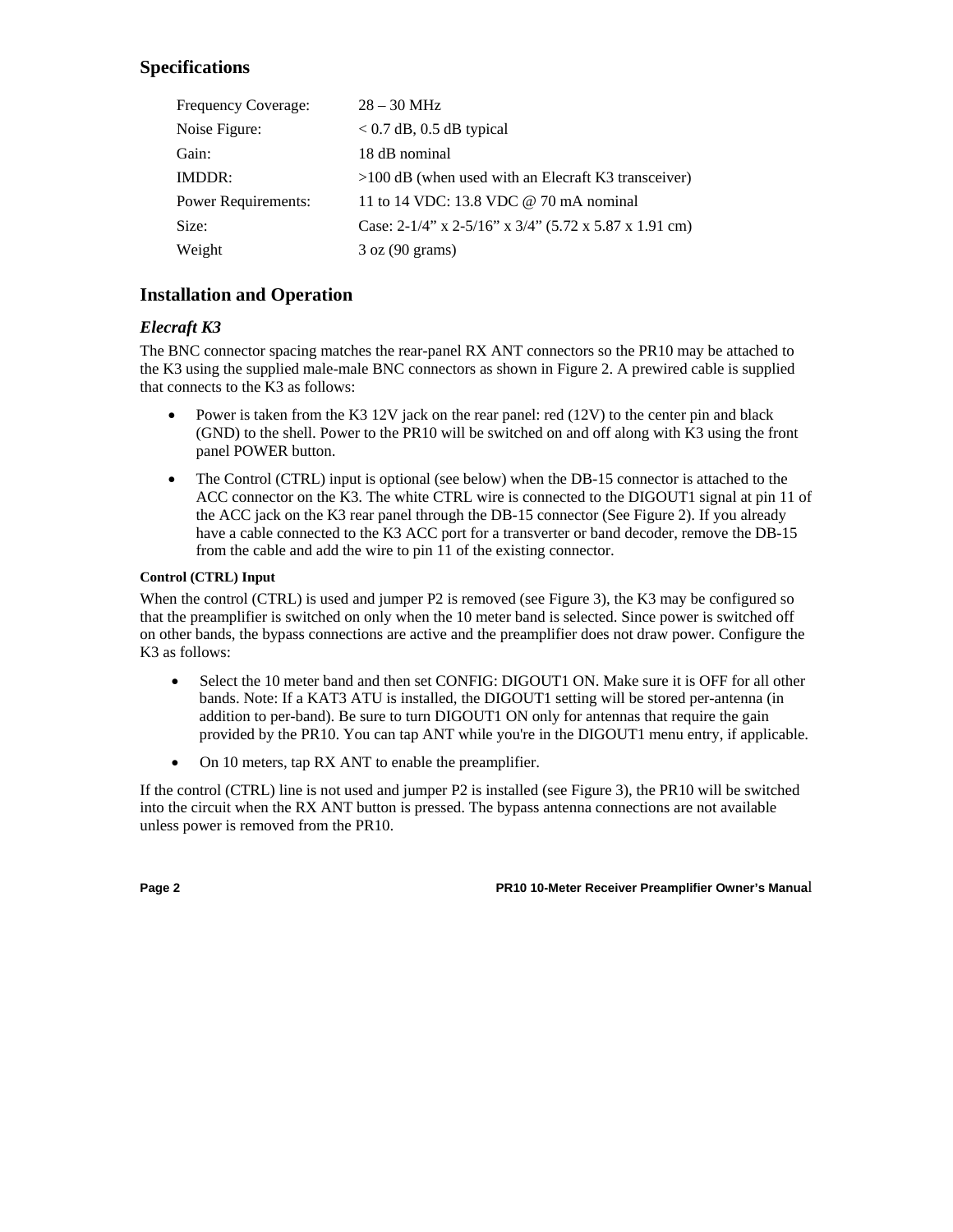## Specifications

| | |
|---|---|
| Frequency Coverage: | 28 – 30 MHz |
| Noise Figure: | < 0.7 dB, 0.5 dB typical |
| Gain: | 18 dB nominal |
| IMDDR: | >100 dB (when used with an Elecraft K3 transceiver) |
| Power Requirements: | 11 to 14 VDC: 13.8 VDC @ 70 mA nominal |
| Size: | Case: 2-1/4" x 2-5/16" x 3/4" (5.72 x 5.87 x 1.91 cm) |
| Weight | 3 oz (90 grams) |

## Installation and Operation

### *Elecraft K3*

The BNC connector spacing matches the rear-panel RX ANT connectors so the PR10 may be attached to the K3 using the supplied male-male BNC connectors as shown in Figure 2. A prewired cable is supplied that connects to the K3 as follows:

- Power is taken from the K3 12V jack on the rear panel: red (12V) to the center pin and black (GND) to the shell. Power to the PR10 will be switched on and off along with K3 using the front panel POWER button.
- The Control (CTRL) input is optional (see below) when the DB-15 connector is attached to the ACC connector on the K3. The white CTRL wire is connected to the DIGOUT1 signal at pin 11 of the ACC jack on the K3 rear panel through the DB-15 connector (See Figure 2). If you already have a cable connected to the K3 ACC port for a transverter or band decoder, remove the DB-15 from the cable and add the wire to pin 11 of the existing connector.

#### Control (CTRL) Input

When the control (CTRL) is used and jumper P2 is removed (see Figure 3), the K3 may be configured so that the preamplifier is switched on only when the 10 meter band is selected. Since power is switched off on other bands, the bypass connections are active and the preamplifier does not draw power. Configure the K3 as follows:

- Select the 10 meter band and then set CONFIG: DIGOUT1 ON. Make sure it is OFF for all other bands. Note: If a KAT3 ATU is installed, the DIGOUT1 setting will be stored per-antenna (in addition to per-band). Be sure to turn DIGOUT1 ON only for antennas that require the gain provided by the PR10. You can tap ANT while you're in the DIGOUT1 menu entry, if applicable.
- On 10 meters, tap RX ANT to enable the preamplifier.

If the control (CTRL) line is not used and jumper P2 is installed (see Figure 3), the PR10 will be switched into the circuit when the RX ANT button is pressed. The bypass antenna connections are not available unless power is removed from the PR10.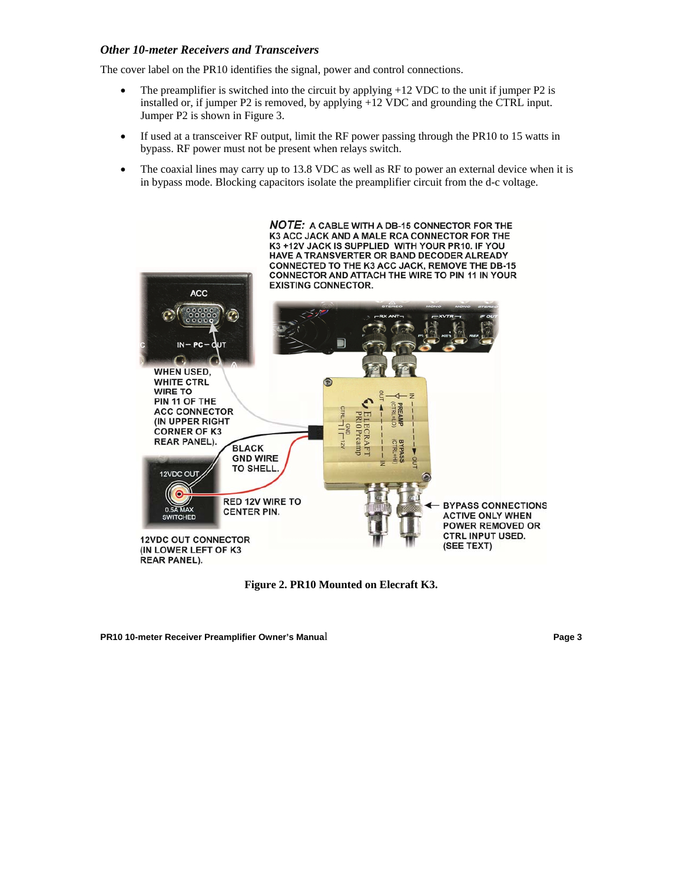### *Other 10-meter Receivers and Transceivers*

The cover label on the PR10 identifies the signal, power and control connections.

- The preamplifier is switched into the circuit by applying +12 VDC to the unit if jumper P2 is installed or, if jumper P2 is removed, by applying +12 VDC and grounding the CTRL input. Jumper P2 is shown in Figure 3.
- If used at a transceiver RF output, limit the RF power passing through the PR10 to 15 watts in bypass. RF power must not be present when relays switch.
- The coaxial lines may carry up to 13.8 VDC as well as RF to power an external device when it is in bypass mode. Blocking capacitors isolate the preamplifier circuit from the d-c voltage.

**NOTE:** A CABLE WITH A DB-15 CONNECTOR FOR THE K3 ACC JACK AND A MALE RCA CONNECTOR FOR THE K3 +12V JACK IS SUPPLIED WITH YOUR PR10. IF YOU HAVE A TRANSVERTER OR BAND DECODER ALREADY CONNECTED TO THE K3 ACC JACK, REMOVE THE DB-15 CONNECTOR AND ATTACH THE WIRE TO PIN 11 IN YOUR EXISTING CONNECTOR.

WHEN USED, WHITE CTRL WIRE TO PIN 11 OF THE ACC CONNECTOR (IN UPPER RIGHT CORNER OF K3 REAR PANEL).

BLACK GND WIRE TO SHELL.

RED 12V WIRE TO CENTER PIN.

12VDC OUT CONNECTOR (IN LOWER LEFT OF K3 REAR PANEL).

BYPASS CONNECTIONS ACTIVE ONLY WHEN POWER REMOVED OR CTRL INPUT USED. (SEE TEXT)

**Figure 2. PR10 Mounted on Elecraft K3.**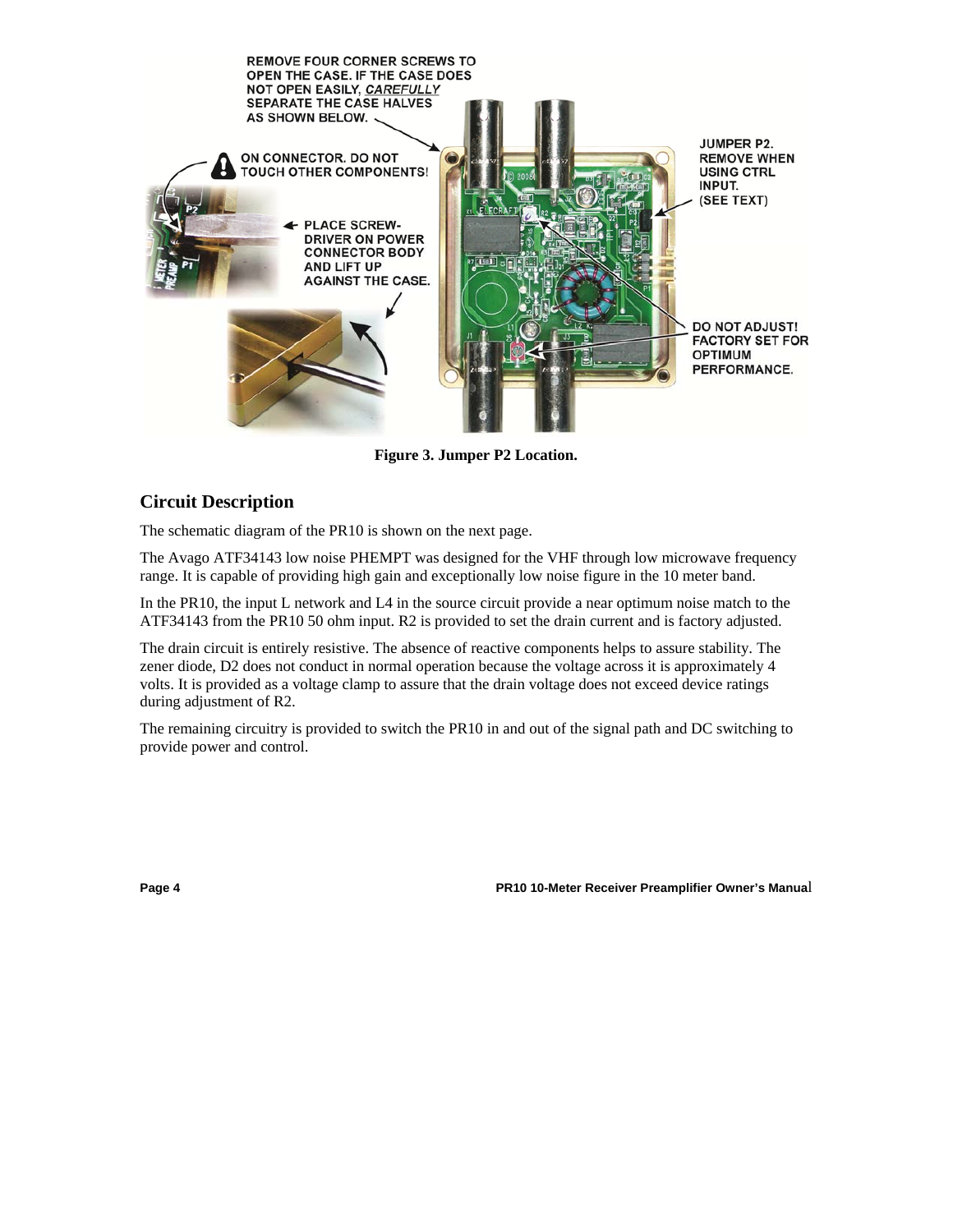REMOVE FOUR CORNER SCREWS TO OPEN THE CASE. IF THE CASE DOES NOT OPEN EASILY, *CAREFULLY* SEPARATE THE CASE HALVES AS SHOWN BELOW.

ON CONNECTOR. DO NOT TOUCH OTHER COMPONENTS!

PLACE SCREW-DRIVER ON POWER CONNECTOR BODY AND LIFT UP AGAINST THE CASE.

JUMPER P2. REMOVE WHEN USING CTRL INPUT. (SEE TEXT)

DO NOT ADJUST! FACTORY SET FOR OPTIMUM PERFORMANCE.

**Figure 3. Jumper P2 Location.**

## Circuit Description

The schematic diagram of the PR10 is shown on the next page.

The Avago ATF34143 low noise PHEMPT was designed for the VHF through low microwave frequency range. It is capable of providing high gain and exceptionally low noise figure in the 10 meter band.

In the PR10, the input L network and L4 in the source circuit provide a near optimum noise match to the ATF34143 from the PR10 50 ohm input. R2 is provided to set the drain current and is factory adjusted.

The drain circuit is entirely resistive. The absence of reactive components helps to assure stability. The zener diode, D2 does not conduct in normal operation because the voltage across it is approximately 4 volts. It is provided as a voltage clamp to assure that the drain voltage does not exceed device ratings during adjustment of R2.

The remaining circuitry is provided to switch the PR10 in and out of the signal path and DC switching to provide power and control.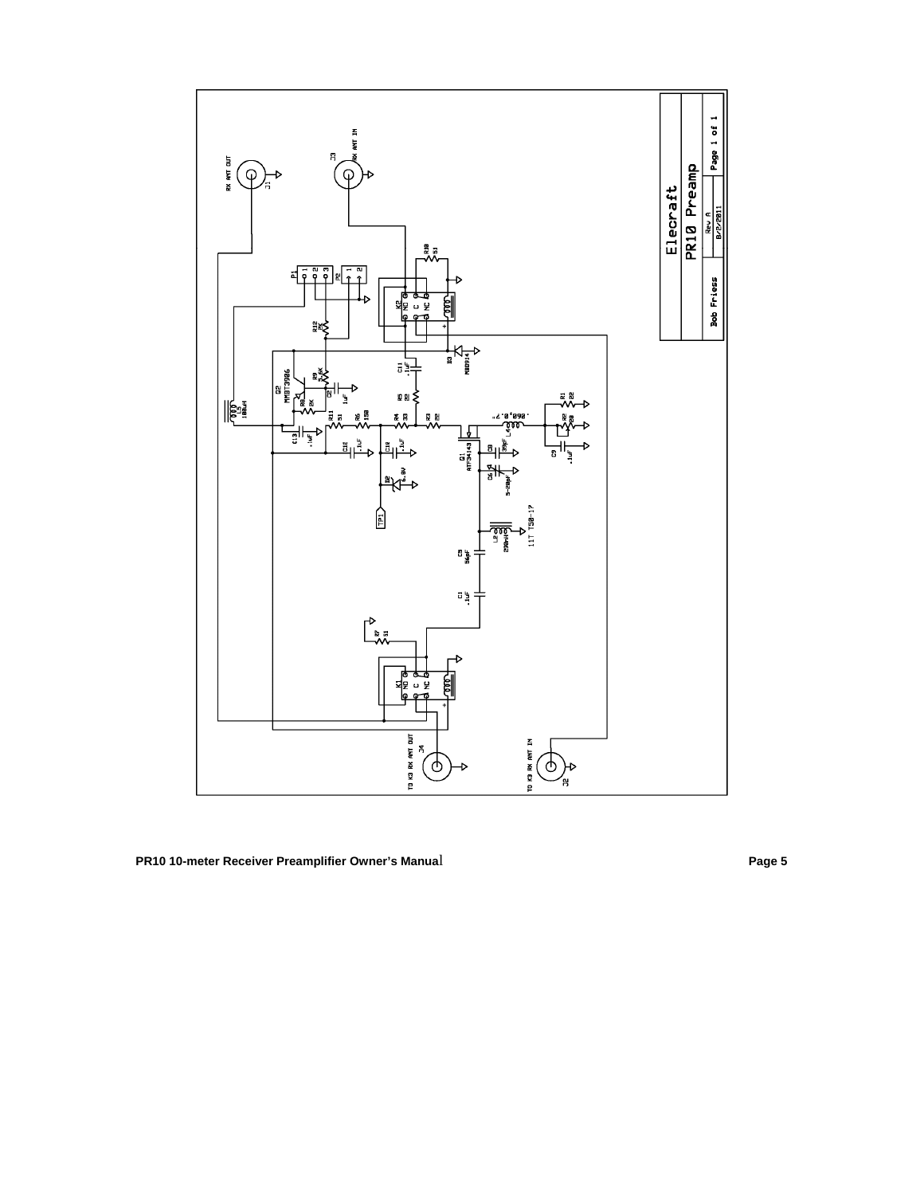Elecraft

PR10 Preamp

Bob Friess | Rev A | 8/2/2011 | Page 1 of 1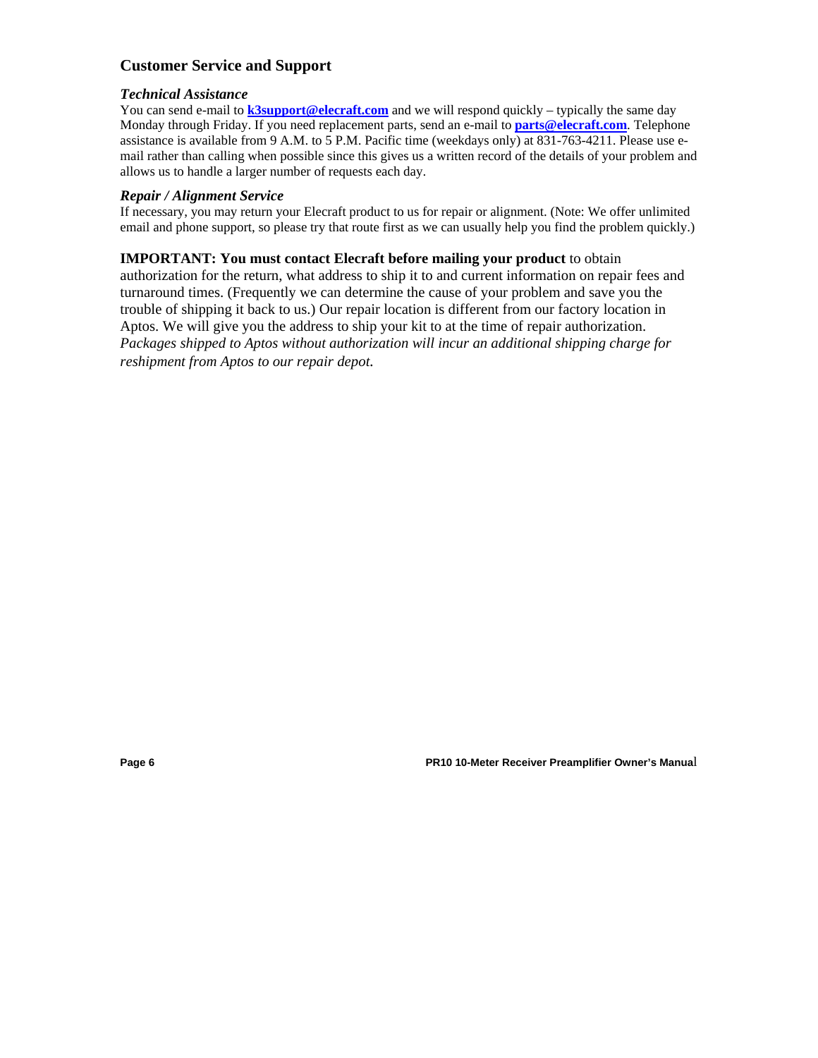## Customer Service and Support

### *Technical Assistance*

You can send e-mail to **k3support@elecraft.com** and we will respond quickly – typically the same day Monday through Friday. If you need replacement parts, send an e-mail to **parts@elecraft.com**. Telephone assistance is available from 9 A.M. to 5 P.M. Pacific time (weekdays only) at 831-763-4211. Please use e-mail rather than calling when possible since this gives us a written record of the details of your problem and allows us to handle a larger number of requests each day.

### *Repair / Alignment Service*

If necessary, you may return your Elecraft product to us for repair or alignment. (Note: We offer unlimited email and phone support, so please try that route first as we can usually help you find the problem quickly.)

**IMPORTANT: You must contact Elecraft before mailing your product** to obtain authorization for the return, what address to ship it to and current information on repair fees and turnaround times. (Frequently we can determine the cause of your problem and save you the trouble of shipping it back to us.) Our repair location is different from our factory location in Aptos. We will give you the address to ship your kit to at the time of repair authorization. *Packages shipped to Aptos without authorization will incur an additional shipping charge for reshipment from Aptos to our repair depot.*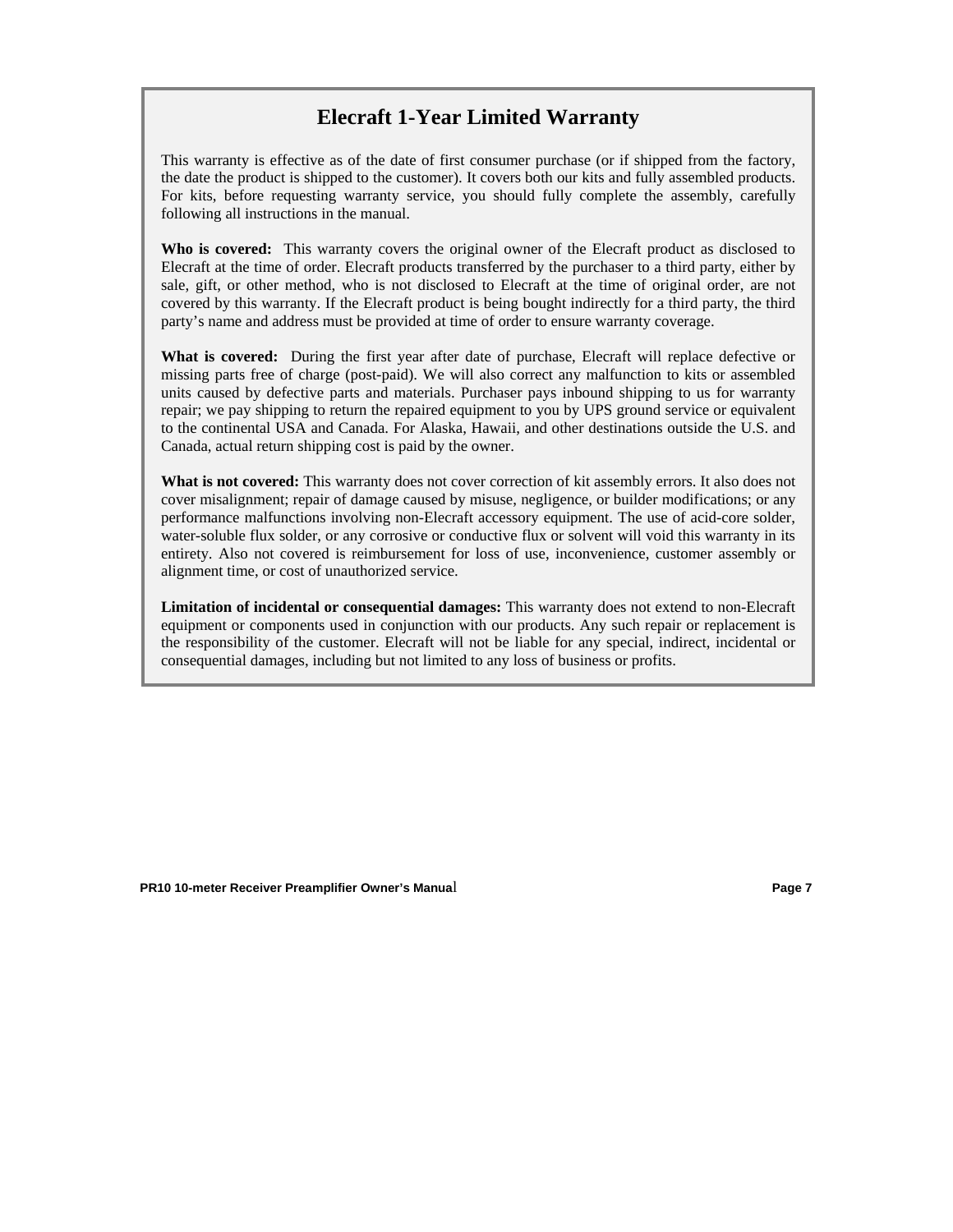## Elecraft 1-Year Limited Warranty

This warranty is effective as of the date of first consumer purchase (or if shipped from the factory, the date the product is shipped to the customer). It covers both our kits and fully assembled products. For kits, before requesting warranty service, you should fully complete the assembly, carefully following all instructions in the manual.

**Who is covered:** This warranty covers the original owner of the Elecraft product as disclosed to Elecraft at the time of order. Elecraft products transferred by the purchaser to a third party, either by sale, gift, or other method, who is not disclosed to Elecraft at the time of original order, are not covered by this warranty. If the Elecraft product is being bought indirectly for a third party, the third party's name and address must be provided at time of order to ensure warranty coverage.

**What is covered:** During the first year after date of purchase, Elecraft will replace defective or missing parts free of charge (post-paid). We will also correct any malfunction to kits or assembled units caused by defective parts and materials. Purchaser pays inbound shipping to us for warranty repair; we pay shipping to return the repaired equipment to you by UPS ground service or equivalent to the continental USA and Canada. For Alaska, Hawaii, and other destinations outside the U.S. and Canada, actual return shipping cost is paid by the owner.

**What is not covered:** This warranty does not cover correction of kit assembly errors. It also does not cover misalignment; repair of damage caused by misuse, negligence, or builder modifications; or any performance malfunctions involving non-Elecraft accessory equipment. The use of acid-core solder, water-soluble flux solder, or any corrosive or conductive flux or solvent will void this warranty in its entirety. Also not covered is reimbursement for loss of use, inconvenience, customer assembly or alignment time, or cost of unauthorized service.

**Limitation of incidental or consequential damages:** This warranty does not extend to non-Elecraft equipment or components used in conjunction with our products. Any such repair or replacement is the responsibility of the customer. Elecraft will not be liable for any special, indirect, incidental or consequential damages, including but not limited to any loss of business or profits.